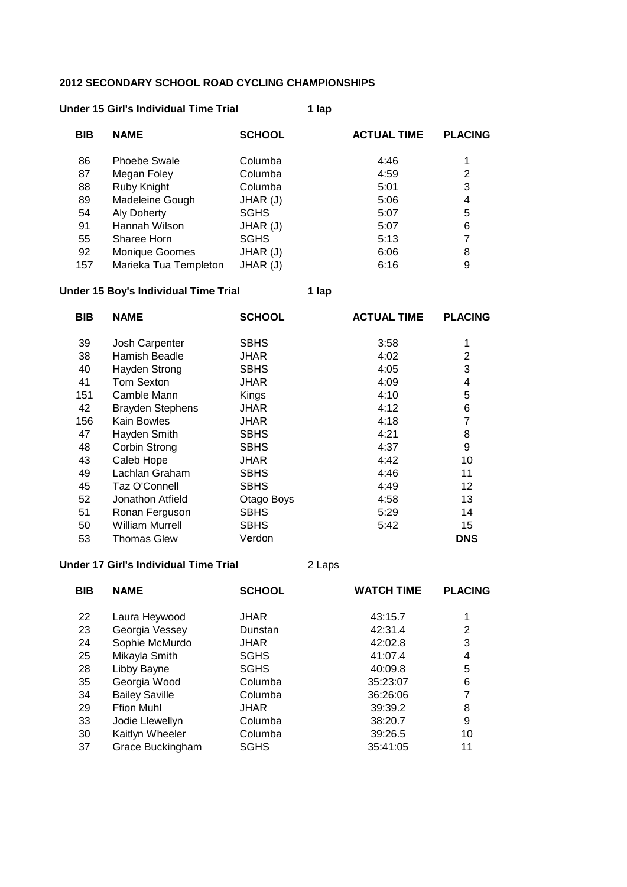**2012 SECONDARY SCHOOL ROAD CYCLING CHAMPIONSHIPS**

**Under 15 Girl's Individual Time Trial** **1 lap**

| BIB | NAME | SCHOOL | ACTUAL TIME | PLACING |
|---|---|---|---|---|
| 86 | Phoebe Swale | Columba | 4:46 | 1 |
| 87 | Megan Foley | Columba | 4:59 | 2 |
| 88 | Ruby Knight | Columba | 5:01 | 3 |
| 89 | Madeleine Gough | JHAR (J) | 5:06 | 4 |
| 54 | Aly Doherty | SGHS | 5:07 | 5 |
| 91 | Hannah Wilson | JHAR (J) | 5:07 | 6 |
| 55 | Sharee Horn | SGHS | 5:13 | 7 |
| 92 | Monique Goomes | JHAR (J) | 6:06 | 8 |
| 157 | Marieka Tua Templeton | JHAR (J) | 6:16 | 9 |

**Under 15 Boy's Individual Time Trial** **1 lap**

| BIB | NAME | SCHOOL | ACTUAL TIME | PLACING |
|---|---|---|---|---|
| 39 | Josh Carpenter | SBHS | 3:58 | 1 |
| 38 | Hamish Beadle | JHAR | 4:02 | 2 |
| 40 | Hayden Strong | SBHS | 4:05 | 3 |
| 41 | Tom Sexton | JHAR | 4:09 | 4 |
| 151 | Camble Mann | Kings | 4:10 | 5 |
| 42 | Brayden Stephens | JHAR | 4:12 | 6 |
| 156 | Kain Bowles | JHAR | 4:18 | 7 |
| 47 | Hayden Smith | SBHS | 4:21 | 8 |
| 48 | Corbin Strong | SBHS | 4:37 | 9 |
| 43 | Caleb Hope | JHAR | 4:42 | 10 |
| 49 | Lachlan Graham | SBHS | 4:46 | 11 |
| 45 | Taz O'Connell | SBHS | 4:49 | 12 |
| 52 | Jonathon Atfield | Otago Boys | 4:58 | 13 |
| 51 | Ronan Ferguson | SBHS | 5:29 | 14 |
| 50 | William Murrell | SBHS | 5:42 | 15 |
| 53 | Thomas Glew | Verdon | | **DNS** |

**Under 17 Girl's Individual Time Trial** 2 Laps

| BIB | NAME | SCHOOL | WATCH TIME | PLACING |
|---|---|---|---|---|
| 22 | Laura Heywood | JHAR | 43:15.7 | 1 |
| 23 | Georgia Vessey | Dunstan | 42:31.4 | 2 |
| 24 | Sophie McMurdo | JHAR | 42:02.8 | 3 |
| 25 | Mikayla Smith | SGHS | 41:07.4 | 4 |
| 28 | Libby Bayne | SGHS | 40:09.8 | 5 |
| 35 | Georgia Wood | Columba | 35:23:07 | 6 |
| 34 | Bailey Saville | Columba | 36:26:06 | 7 |
| 29 | Ffion Muhl | JHAR | 39:39.2 | 8 |
| 33 | Jodie Llewellyn | Columba | 38:20.7 | 9 |
| 30 | Kaitlyn Wheeler | Columba | 39:26.5 | 10 |
| 37 | Grace Buckingham | SGHS | 35:41:05 | 11 |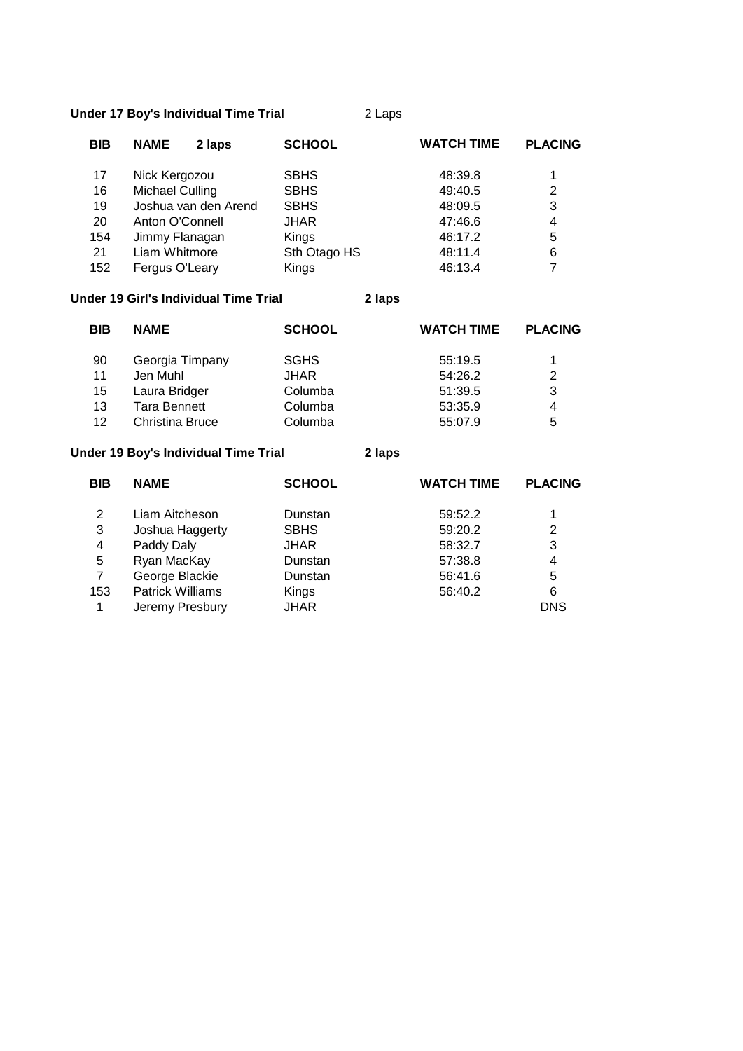**Under 17 Boy's Individual Time Trial** 2 Laps

| BIB | NAME 2 laps | SCHOOL | WATCH TIME | PLACING |
|---|---|---|---|---|
| 17 | Nick Kergozou | SBHS | 48:39.8 | 1 |
| 16 | Michael Culling | SBHS | 49:40.5 | 2 |
| 19 | Joshua van den Arend | SBHS | 48:09.5 | 3 |
| 20 | Anton O'Connell | JHAR | 47:46.6 | 4 |
| 154 | Jimmy Flanagan | Kings | 46:17.2 | 5 |
| 21 | Liam Whitmore | Sth Otago HS | 48:11.4 | 6 |
| 152 | Fergus O'Leary | Kings | 46:13.4 | 7 |

**Under 19 Girl's Individual Time Trial** **2 laps**

| BIB | NAME | SCHOOL | WATCH TIME | PLACING |
|---|---|---|---|---|
| 90 | Georgia Timpany | SGHS | 55:19.5 | 1 |
| 11 | Jen Muhl | JHAR | 54:26.2 | 2 |
| 15 | Laura Bridger | Columba | 51:39.5 | 3 |
| 13 | Tara Bennett | Columba | 53:35.9 | 4 |
| 12 | Christina Bruce | Columba | 55:07.9 | 5 |

**Under 19 Boy's Individual Time Trial** **2 laps**

| BIB | NAME | SCHOOL | WATCH TIME | PLACING |
|---|---|---|---|---|
| 2 | Liam Aitcheson | Dunstan | 59:52.2 | 1 |
| 3 | Joshua Haggerty | SBHS | 59:20.2 | 2 |
| 4 | Paddy Daly | JHAR | 58:32.7 | 3 |
| 5 | Ryan MacKay | Dunstan | 57:38.8 | 4 |
| 7 | George Blackie | Dunstan | 56:41.6 | 5 |
| 153 | Patrick Williams | Kings | 56:40.2 | 6 |
| 1 | Jeremy Presbury | JHAR | | DNS |